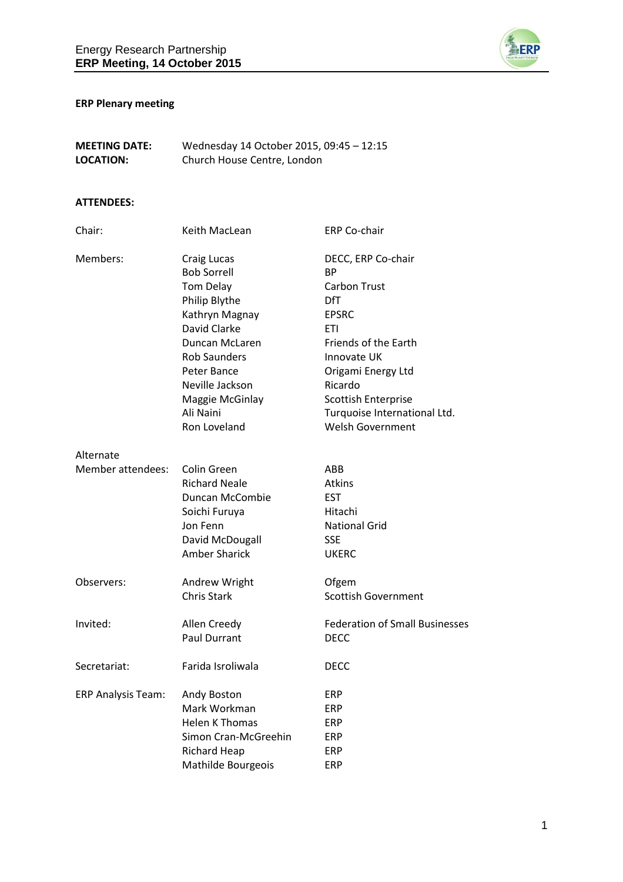## ERP Plenary meeting

**MEETING DATE:** Wednesday 14 October 2015, 09:45 – 12:15
**LOCATION:** Church House Centre, London

**ATTENDEES:**

| | | |
|---|---|---|
| Chair: | Keith MacLean | ERP Co-chair |
| Members: | Craig Lucas | DECC, ERP Co-chair |
| | Bob Sorrell | BP |
| | Tom Delay | Carbon Trust |
| | Philip Blythe | DfT |
| | Kathryn Magnay | EPSRC |
| | David Clarke | ETI |
| | Duncan McLaren | Friends of the Earth |
| | Rob Saunders | Innovate UK |
| | Peter Bance | Origami Energy Ltd |
| | Neville Jackson | Ricardo |
| | Maggie McGinlay | Scottish Enterprise |
| | Ali Naini | Turquoise International Ltd. |
| | Ron Loveland | Welsh Government |
| Alternate Member attendees: | Colin Green | ABB |
| | Richard Neale | Atkins |
| | Duncan McCombie | EST |
| | Soichi Furuya | Hitachi |
| | Jon Fenn | National Grid |
| | David McDougall | SSE |
| | Amber Sharick | UKERC |
| Observers: | Andrew Wright | Ofgem |
| | Chris Stark | Scottish Government |
| Invited: | Allen Creedy | Federation of Small Businesses |
| | Paul Durrant | DECC |
| Secretariat: | Farida Isroliwala | DECC |
| ERP Analysis Team: | Andy Boston | ERP |
| | Mark Workman | ERP |
| | Helen K Thomas | ERP |
| | Simon Cran-McGreehin | ERP |
| | Richard Heap | ERP |
| | Mathilde Bourgeois | ERP |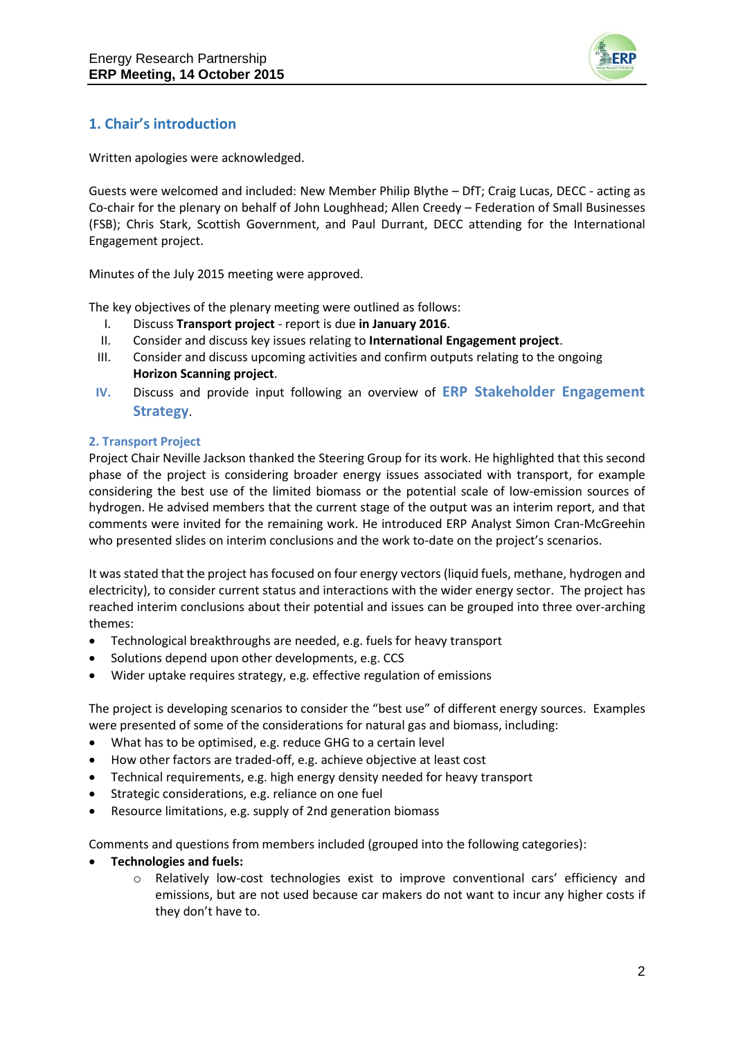## 1. Chair's introduction

Written apologies were acknowledged.

Guests were welcomed and included: New Member Philip Blythe – DfT; Craig Lucas, DECC - acting as Co-chair for the plenary on behalf of John Loughhead; Allen Creedy – Federation of Small Businesses (FSB); Chris Stark, Scottish Government, and Paul Durrant, DECC attending for the International Engagement project.

Minutes of the July 2015 meeting were approved.

The key objectives of the plenary meeting were outlined as follows:

I. Discuss **Transport project** - report is due **in January 2016**.
II. Consider and discuss key issues relating to **International Engagement project**.
III. Consider and discuss upcoming activities and confirm outputs relating to the ongoing **Horizon Scanning project**.
IV. Discuss and provide input following an overview of **ERP Stakeholder Engagement Strategy**.

### 2. Transport Project

Project Chair Neville Jackson thanked the Steering Group for its work. He highlighted that this second phase of the project is considering broader energy issues associated with transport, for example considering the best use of the limited biomass or the potential scale of low-emission sources of hydrogen. He advised members that the current stage of the output was an interim report, and that comments were invited for the remaining work. He introduced ERP Analyst Simon Cran-McGreehin who presented slides on interim conclusions and the work to-date on the project's scenarios.

It was stated that the project has focused on four energy vectors (liquid fuels, methane, hydrogen and electricity), to consider current status and interactions with the wider energy sector. The project has reached interim conclusions about their potential and issues can be grouped into three over-arching themes:

- Technological breakthroughs are needed, e.g. fuels for heavy transport
- Solutions depend upon other developments, e.g. CCS
- Wider uptake requires strategy, e.g. effective regulation of emissions

The project is developing scenarios to consider the "best use" of different energy sources. Examples were presented of some of the considerations for natural gas and biomass, including:

- What has to be optimised, e.g. reduce GHG to a certain level
- How other factors are traded-off, e.g. achieve objective at least cost
- Technical requirements, e.g. high energy density needed for heavy transport
- Strategic considerations, e.g. reliance on one fuel
- Resource limitations, e.g. supply of 2nd generation biomass

Comments and questions from members included (grouped into the following categories):

- **Technologies and fuels:**
  - Relatively low-cost technologies exist to improve conventional cars' efficiency and emissions, but are not used because car makers do not want to incur any higher costs if they don't have to.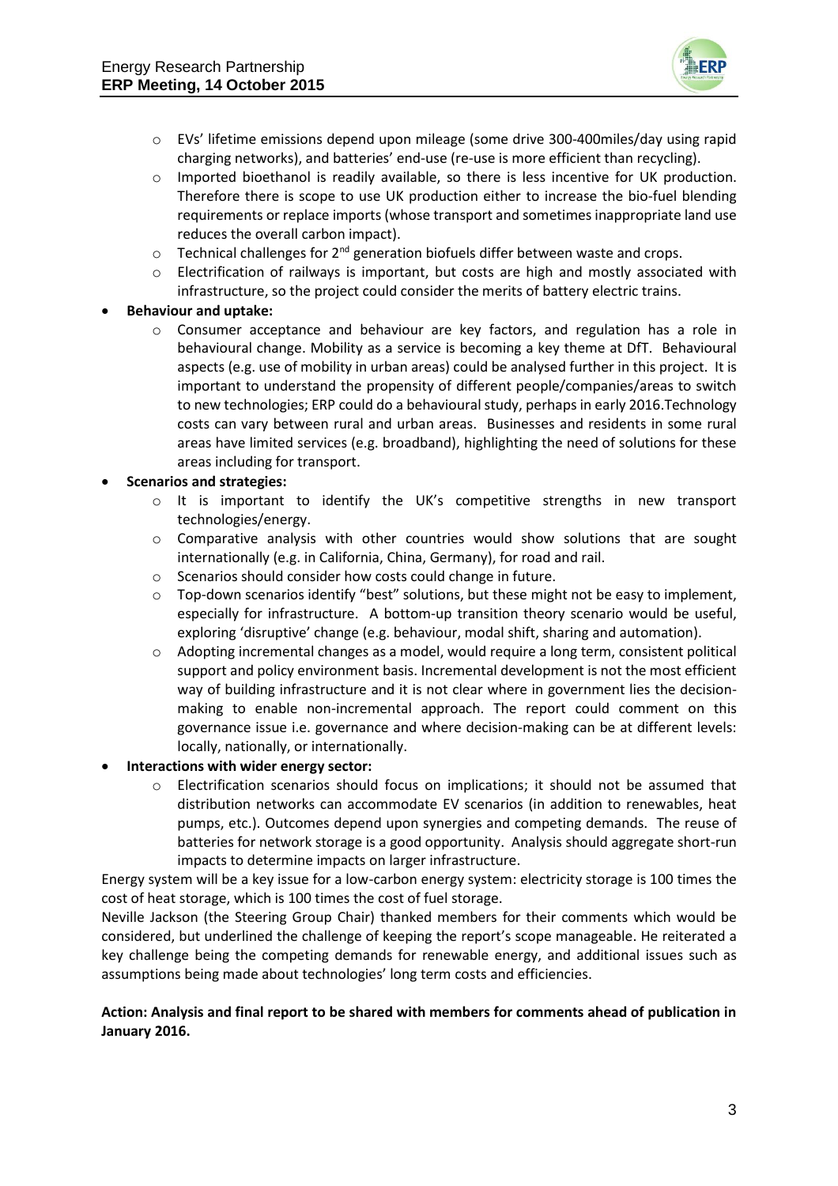- EVs' lifetime emissions depend upon mileage (some drive 300-400miles/day using rapid charging networks), and batteries' end-use (re-use is more efficient than recycling).
  - Imported bioethanol is readily available, so there is less incentive for UK production. Therefore there is scope to use UK production either to increase the bio-fuel blending requirements or replace imports (whose transport and sometimes inappropriate land use reduces the overall carbon impact).
  - Technical challenges for 2nd generation biofuels differ between waste and crops.
  - Electrification of railways is important, but costs are high and mostly associated with infrastructure, so the project could consider the merits of battery electric trains.
- **Behaviour and uptake:**
  - Consumer acceptance and behaviour are key factors, and regulation has a role in behavioural change. Mobility as a service is becoming a key theme at DfT. Behavioural aspects (e.g. use of mobility in urban areas) could be analysed further in this project. It is important to understand the propensity of different people/companies/areas to switch to new technologies; ERP could do a behavioural study, perhaps in early 2016.Technology costs can vary between rural and urban areas. Businesses and residents in some rural areas have limited services (e.g. broadband), highlighting the need of solutions for these areas including for transport.
- **Scenarios and strategies:**
  - It is important to identify the UK's competitive strengths in new transport technologies/energy.
  - Comparative analysis with other countries would show solutions that sought internationally (e.g. in California, China, Germany), for road and rail.
  - Scenarios should consider how costs could change in future.
  - Top-down scenarios identify "best" solutions, but these might not be easy to implement, especially for infrastructure. A bottom-up transition theory scenario would be useful, exploring 'disruptive' change (e.g. behaviour, modal shift, sharing and automation).
  - Adopting incremental changes as a model, would require a long term, consistent political support and policy environment basis. Incremental development is not the most efficient way of building infrastructure and it is not clear where in government lies the decision-making to enable non-incremental approach. The report could comment on this governance issue i.e. governance and where decision-making can be at different levels: locally, nationally, or internationally.
- **Interactions with wider energy sector:**
  - Electrification scenarios should focus on implications; it should not be assumed that distribution networks can accommodate EV scenarios (in addition to renewables, heat pumps, etc.). Outcomes depend upon synergies and competing demands. The reuse of batteries for network storage is a good opportunity. Analysis should aggregate short-run impacts to determine impacts on larger infrastructure.

Energy system will be a key issue for a low-carbon energy system: electricity storage is 100 times the cost of heat storage, which is 100 times the cost of fuel storage.

Neville Jackson (the Steering Group Chair) thanked members for their comments which would be considered, but underlined the challenge of keeping the report's scope manageable. He reiterated a key challenge being the competing demands for renewable energy, and additional issues such as assumptions being made about technologies' long term costs and efficiencies.

**Action: Analysis and final report to be shared with members for comments ahead of publication in January 2016.**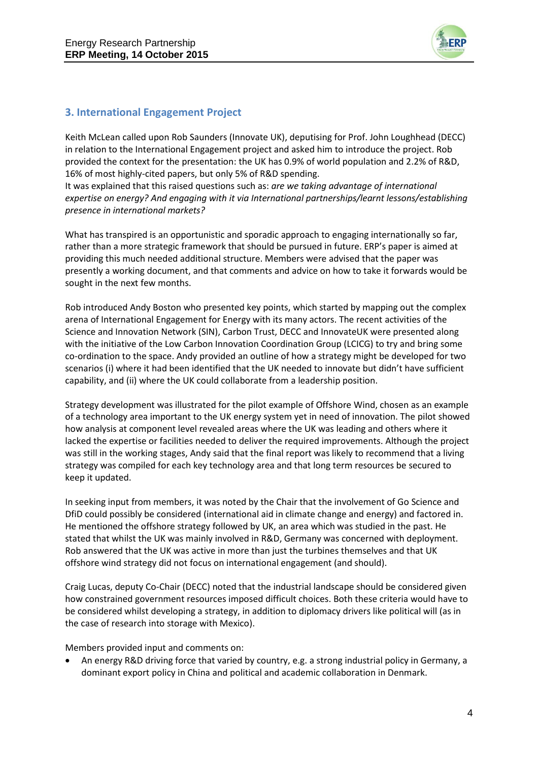## 3. International Engagement Project

Keith McLean called upon Rob Saunders (Innovate UK), deputising for Prof. John Loughhead (DECC) in relation to the International Engagement project and asked him to introduce the project. Rob provided the context for the presentation: the UK has 0.9% of world population and 2.2% of R&D, 16% of most highly-cited papers, but only 5% of R&D spending.
It was explained that this raised questions such as: *are we taking advantage of international expertise on energy? And engaging with it via International partnerships/learnt lessons/establishing presence in international markets?*

What has transpired is an opportunistic and sporadic approach to engaging internationally so far, rather than a more strategic framework that should be pursued in future. ERP's paper is aimed at providing this much needed additional structure. Members were advised that the paper was presently a working document, and that comments and advice on how to take it forwards would be sought in the next few months.

Rob introduced Andy Boston who presented key points, which started by mapping out the complex arena of International Engagement for Energy with its many actors. The recent activities of the Science and Innovation Network (SIN), Carbon Trust, DECC and InnovateUK were presented along with the initiative of the Low Carbon Innovation Coordination Group (LCICG) to try and bring some co-ordination to the space. Andy provided an outline of how a strategy might be developed for two scenarios (i) where it had been identified that the UK needed to innovate but didn't have sufficient capability, and (ii) where the UK could collaborate from a leadership position.

Strategy development was illustrated for the pilot example of Offshore Wind, chosen as an example of a technology area important to the UK energy system yet in need of innovation. The pilot showed how analysis at component level revealed areas where the UK was leading and others where it lacked the expertise or facilities needed to deliver the required improvements. Although the project was still in the working stages, Andy said that the final report was likely to recommend that a living strategy was compiled for each key technology area and that long term resources be secured to keep it updated.

In seeking input from members, it was noted by the Chair that the involvement of Go Science and DfiD could possibly be considered (international aid in climate change and energy) and factored in. He mentioned the offshore strategy followed by UK, an area which was studied in the past. He stated that whilst the UK was mainly involved in R&D, Germany was concerned with deployment. Rob answered that the UK was active in more than just the turbines themselves and that UK offshore wind strategy did not focus on international engagement (and should).

Craig Lucas, deputy Co-Chair (DECC) noted that the industrial landscape should be considered given how constrained government resources imposed difficult choices. Both these criteria would have to be considered whilst developing a strategy, in addition to diplomacy drivers like political will (as in the case of research into storage with Mexico).

Members provided input and comments on:

- An energy R&D driving force that varied by country, e.g. a strong industrial policy in Germany, a dominant export policy in China and political and academic collaboration in Denmark.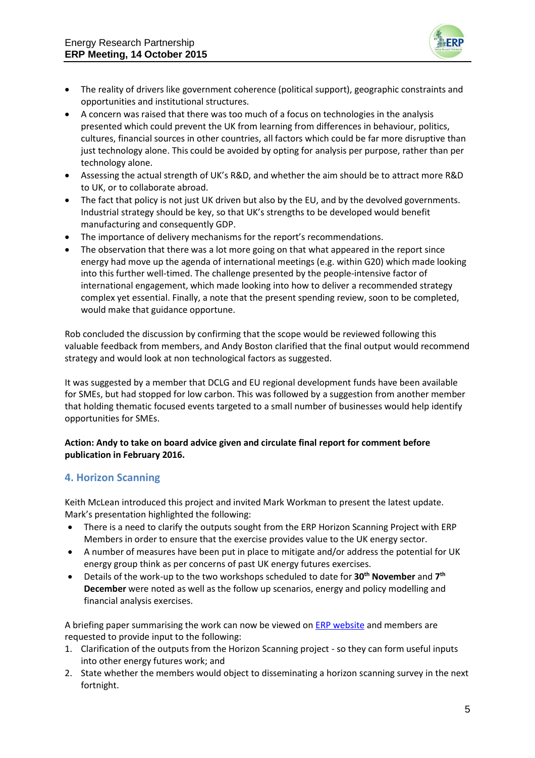- The reality of drivers like government coherence (political support), geographic constraints and opportunities and institutional structures.
- A concern was raised that there was too much of a focus on technologies in the analysis presented which could prevent the UK from learning from differences in behaviour, politics, cultures, financial sources in other countries, all factors which could be far more disruptive than just technology alone. This could be avoided by opting for analysis per purpose, rather than per technology alone.
- Assessing the actual strength of UK's R&D, and whether the aim should be to attract more R&D to UK, or to collaborate abroad.
- The fact that policy is not just UK driven but also by the EU, and by the devolved governments. Industrial strategy should be key, so that UK's strengths to be developed would benefit manufacturing and consequently GDP.
- The importance of delivery mechanisms for the report's recommendations.
- The observation that there was a lot more going on that what appeared in the report since energy had move up the agenda of international meetings (e.g. within G20) which made looking into this further well-timed. The challenge presented by the people-intensive factor of international engagement, which made looking into how to deliver a recommended strategy complex yet essential. Finally, a note that the present spending review, soon to be completed, would make that guidance opportune.

Rob concluded the discussion by confirming that the scope would be reviewed following this valuable feedback from members, and Andy Boston clarified that the final output would recommend strategy and would look at non technological factors as suggested.

It was suggested by a member that DCLG and EU regional development funds have been available for SMEs, but had stopped for low carbon. This was followed by a suggestion from another member that holding thematic focused events targeted to a small number of businesses would help identify opportunities for SMEs.

**Action: Andy to take on board advice given and circulate final report for comment before publication in February 2016.**

## 4. Horizon Scanning

Keith McLean introduced this project and invited Mark Workman to present the latest update. Mark's presentation highlighted the following:

- There is a need to clarify the outputs sought from the ERP Horizon Scanning Project with ERP Members in order to ensure that the exercise provides value to the UK energy sector.
- A number of measures have been put in place to mitigate and/or address the potential for UK energy group think as per concerns of past UK energy futures exercises.
- Details of the work-up to the two workshops scheduled to date for **30th November** and **7th December** were noted as well as the follow up scenarios, energy and policy modelling and financial analysis exercises.

A briefing paper summarising the work can now be viewed on ERP website and members are requested to provide input to the following:

1. Clarification of the outputs from the Horizon Scanning project - so they can form useful inputs into other energy futures work; and
2. State whether the members would object to disseminating a horizon scanning survey in the next fortnight.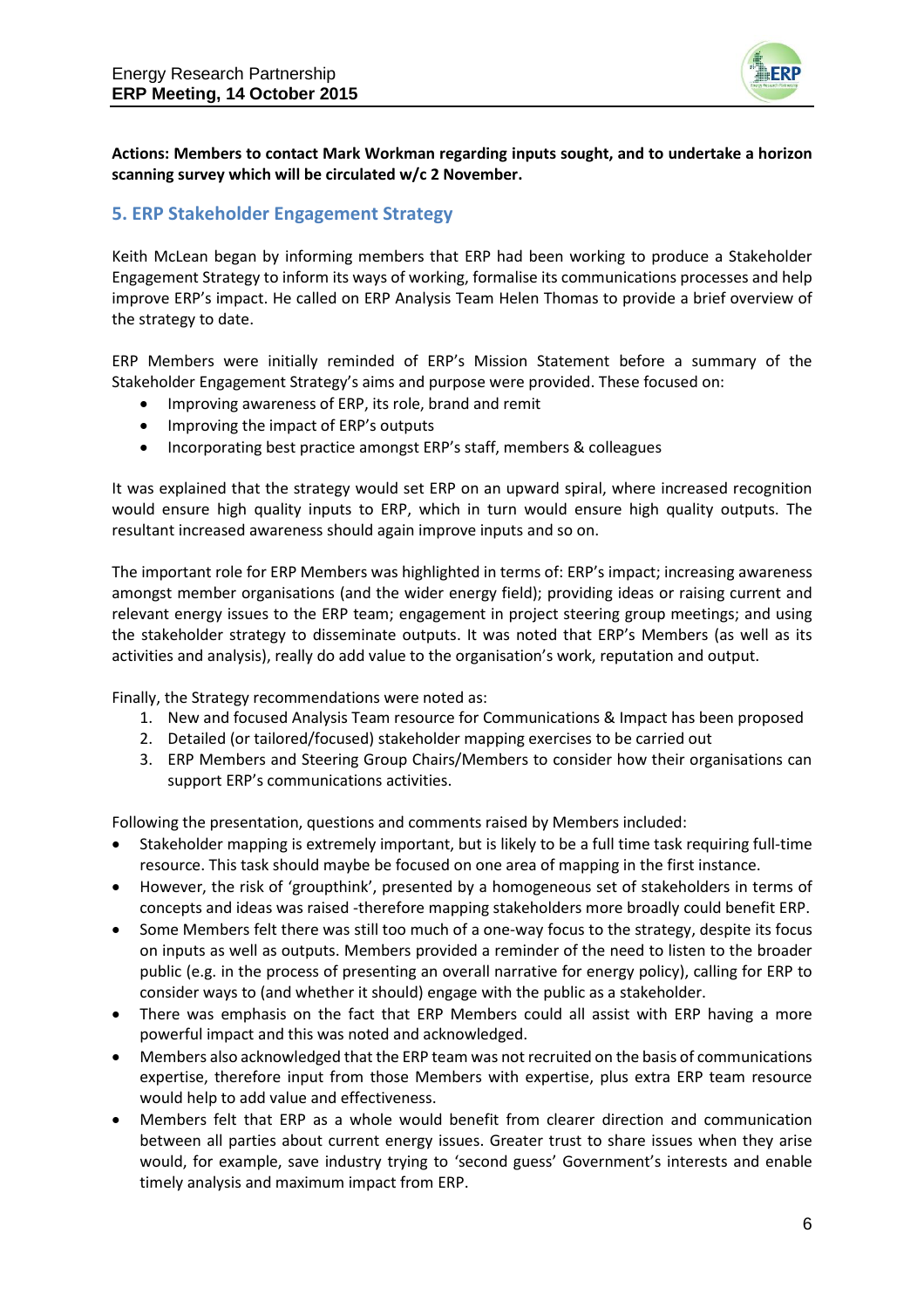**Actions: Members to contact Mark Workman regarding inputs sought, and to undertake a horizon scanning survey which will be circulated w/c 2 November.**

## 5. ERP Stakeholder Engagement Strategy

Keith McLean began by informing members that ERP had been working to produce a Stakeholder Engagement Strategy to inform its ways of working, formalise its communications processes and help improve ERP's impact. He called on ERP Analysis Team Helen Thomas to provide a brief overview of the strategy to date.

ERP Members were initially reminded of ERP's Mission Statement before a summary of the Stakeholder Engagement Strategy's aims and purpose were provided. These focused on:

- Improving awareness of ERP, its role, brand and remit
- Improving the impact of ERP's outputs
- Incorporating best practice amongst ERP's staff, members & colleagues

It was explained that the strategy would set ERP on an upward spiral, where increased recognition would ensure high quality inputs to ERP, which in turn would ensure high quality outputs. The resultant increased awareness should again improve inputs and so on.

The important role for ERP Members was highlighted in terms of: ERP's impact; increasing awareness amongst member organisations (and the wider energy field); providing ideas or raising current and relevant energy issues to the ERP team; engagement in project steering group meetings; and using the stakeholder strategy to disseminate outputs. It was noted that ERP's Members (as well as its activities and analysis), really do add value to the organisation's work, reputation and output.

Finally, the Strategy recommendations were noted as:

1. New and focused Analysis Team resource for Communications & Impact has been proposed
2. Detailed (or tailored/focused) stakeholder mapping exercises to be carried out
3. ERP Members and Steering Group Chairs/Members to consider how their organisations can support ERP's communications activities.

Following the presentation, questions and comments raised by Members included:

- Stakeholder mapping is extremely important, but is likely to be a full time task requiring full-time resource. This task should maybe be focused on one area of mapping in the first instance.
- However, the risk of 'groupthink', presented by a homogeneous set of stakeholders in terms of concepts and ideas was raised -therefore mapping stakeholders more broadly could benefit ERP.
- Some Members felt there was still too much of a one-way focus to the strategy, despite its focus on inputs as well as outputs. Members provided a reminder of the need to listen to the broader public (e.g. in the process of presenting an overall narrative for energy policy), calling for ERP to consider ways to (and whether it should) engage with the public as a stakeholder.
- There was emphasis on the fact that ERP Members could all assist with ERP having a more powerful impact and this was noted and acknowledged.
- Members also acknowledged that the ERP team was not recruited on the basis of communications expertise, therefore input from those Members with expertise, plus extra ERP team resource would help to add value and effectiveness.
- Members felt that ERP as a whole would benefit from clearer direction and communication between all parties about current energy issues. Greater trust to share issues when they arise would, for example, save industry trying to 'second guess' Government's interests and enable timely analysis and maximum impact from ERP.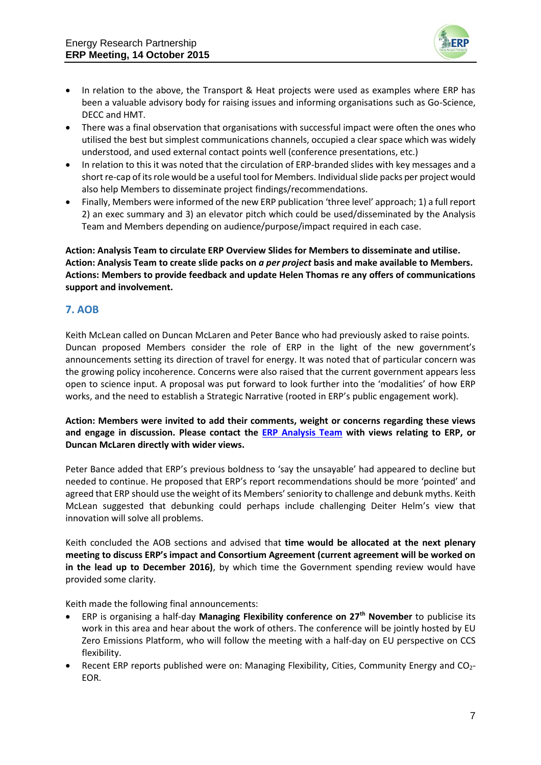- In relation to the above, the Transport & Heat projects were used as examples where ERP has been a valuable advisory body for raising issues and informing organisations such as Go-Science, DECC and HMT.
- There was a final observation that organisations with successful impact were often the ones who utilised the best but simplest communications channels, occupied a clear space which was widely understood, and used external contact points well (conference presentations, etc.)
- In relation to this it was noted that the circulation of ERP-branded slides with key messages and a short re-cap of its role would be a useful tool for Members. Individual slide packs per project would also help Members to disseminate project findings/recommendations.
- Finally, Members were informed of the new ERP publication 'three level' approach; 1) a full report 2) an exec summary and 3) an elevator pitch which could be used/disseminated by the Analysis Team and Members depending on audience/purpose/impact required in each case.

**Action: Analysis Team to circulate ERP Overview Slides for Members to disseminate and utilise.**
**Action: Analysis Team to create slide packs on *a per project* basis and make available to Members.**
**Actions: Members to provide feedback and update Helen Thomas re any offers of communications support and involvement.**

## 7. AOB

Keith McLean called on Duncan McLaren and Peter Bance who had previously asked to raise points. Duncan proposed Members consider the role of ERP in the light of the new government's announcements setting its direction of travel for energy. It was noted that of particular concern was the growing policy incoherence. Concerns were also raised that the current government appears less open to science input. A proposal was put forward to look further into the 'modalities' of how ERP works, and the need to establish a Strategic Narrative (rooted in ERP's public engagement work).

**Action: Members were invited to add their comments, weight or concerns regarding these views and engage in discussion. Please contact the ERP Analysis Team with views relating to ERP, or Duncan McLaren directly with wider views.**

Peter Bance added that ERP's previous boldness to 'say the unsayable' had appeared to decline but needed to continue. He proposed that ERP's report recommendations should be more 'pointed' and agreed that ERP should use the weight of its Members' seniority to challenge and debunk myths. Keith McLean suggested that debunking could perhaps include challenging Deiter Helm's view that innovation will solve all problems.

Keith concluded the AOB sections and advised that **time would be allocated at the next plenary meeting to discuss ERP's impact and Consortium Agreement (current agreement will be worked on in the lead up to December 2016)**, by which time the Government spending review would have provided some clarity.

Keith made the following final announcements:

- ERP is organising a half-day **Managing Flexibility conference on 27th November** to publicise its work in this area and hear about the work of others. The conference will be jointly hosted by EU Zero Emissions Platform, who will follow the meeting with a half-day on EU perspective on CCS flexibility.
- Recent ERP reports published were on: Managing Flexibility, Cities, Community Energy and $CO_2$-EOR.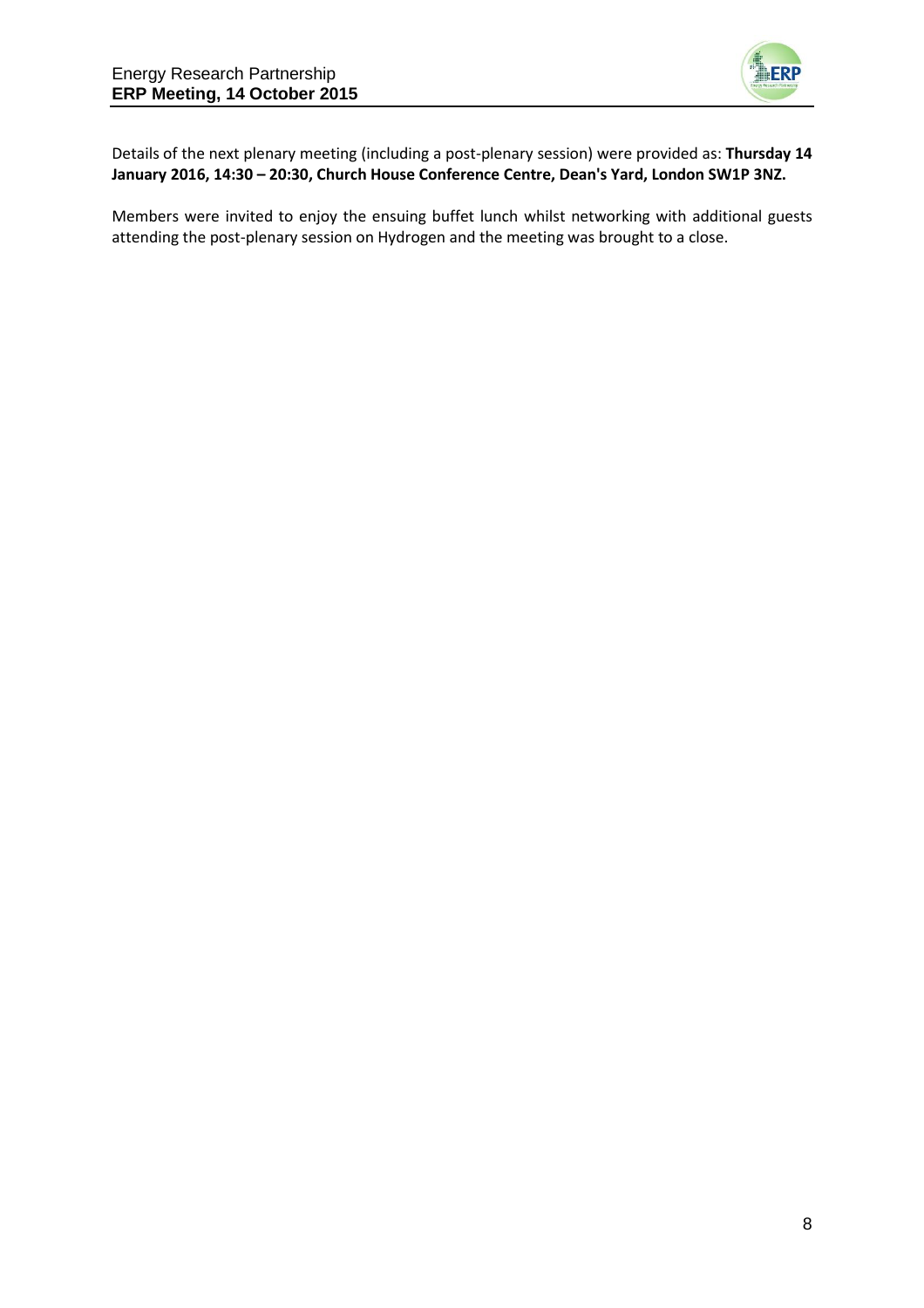Details of the next plenary meeting (including a post-plenary session) were provided as: **Thursday 14 January 2016, 14:30 – 20:30, Church House Conference Centre, Dean's Yard, London SW1P 3NZ.**

Members were invited to enjoy the ensuing buffet lunch whilst networking with additional guests attending the post-plenary session on Hydrogen and the meeting was brought to a close.